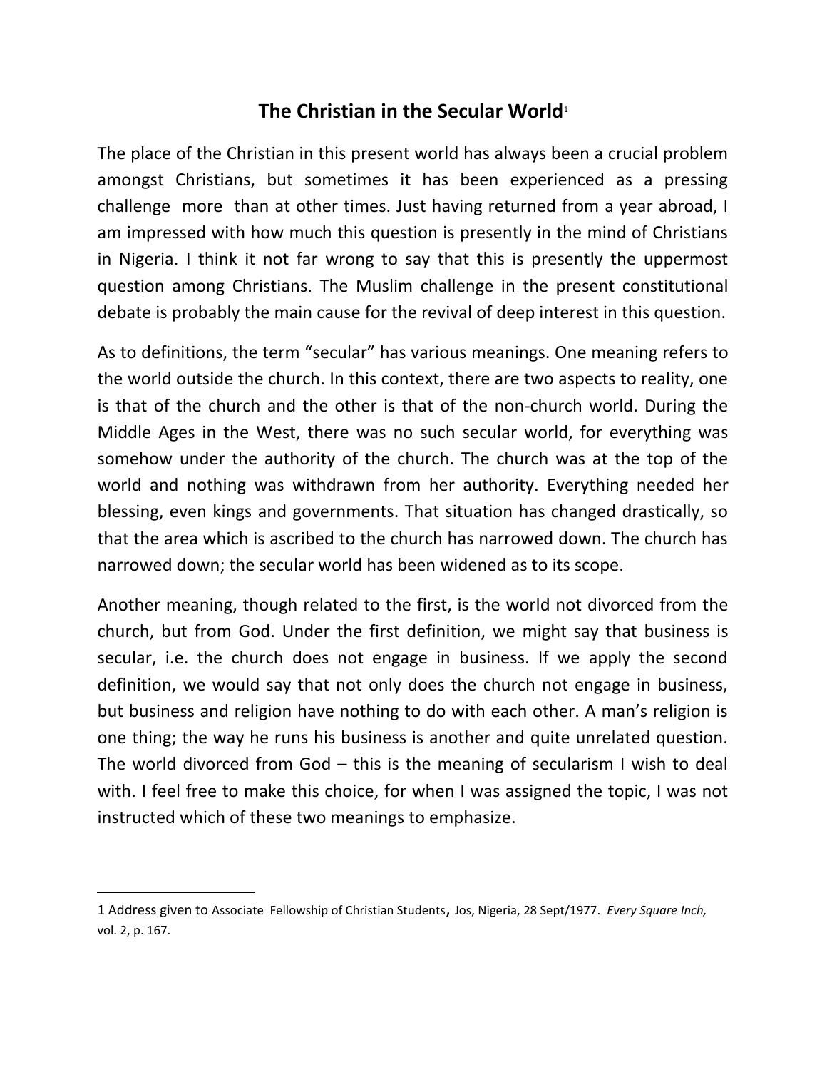# The Christian in the Secular World[1]

The place of the Christian in this present world has always been a crucial problem amongst Christians, but sometimes it has been experienced as a pressing challenge more than at other times. Just having returned from a year abroad, I am impressed with how much this question is presently in the mind of Christians in Nigeria. I think it not far wrong to say that this is presently the uppermost question among Christians. The Muslim challenge in the present constitutional debate is probably the main cause for the revival of deep interest in this question.

As to definitions, the term "secular" has various meanings. One meaning refers to the world outside the church. In this context, there are two aspects to reality, one is that of the church and the other is that of the non-church world. During the Middle Ages in the West, there was no such secular world, for everything was somehow under the authority of the church. The church was at the top of the world and nothing was withdrawn from her authority. Everything needed her blessing, even kings and governments. That situation has changed drastically, so that the area which is ascribed to the church has narrowed down. The church has narrowed down; the secular world has been widened as to its scope.

Another meaning, though related to the first, is the world not divorced from the church, but from God. Under the first definition, we might say that business is secular, i.e. the church does not engage in business. If we apply the second definition, we would say that not only does the church not engage in business, but business and religion have nothing to do with each other. A man's religion is one thing; the way he runs his business is another and quite unrelated question. The world divorced from God – this is the meaning of secularism I wish to deal with. I feel free to make this choice, for when I was assigned the topic, I was not instructed which of these two meanings to emphasize.

---

1 Address given to Associate Fellowship of Christian Students, Jos, Nigeria, 28 Sept/1977. *Every Square Inch,* vol. 2, p. 167.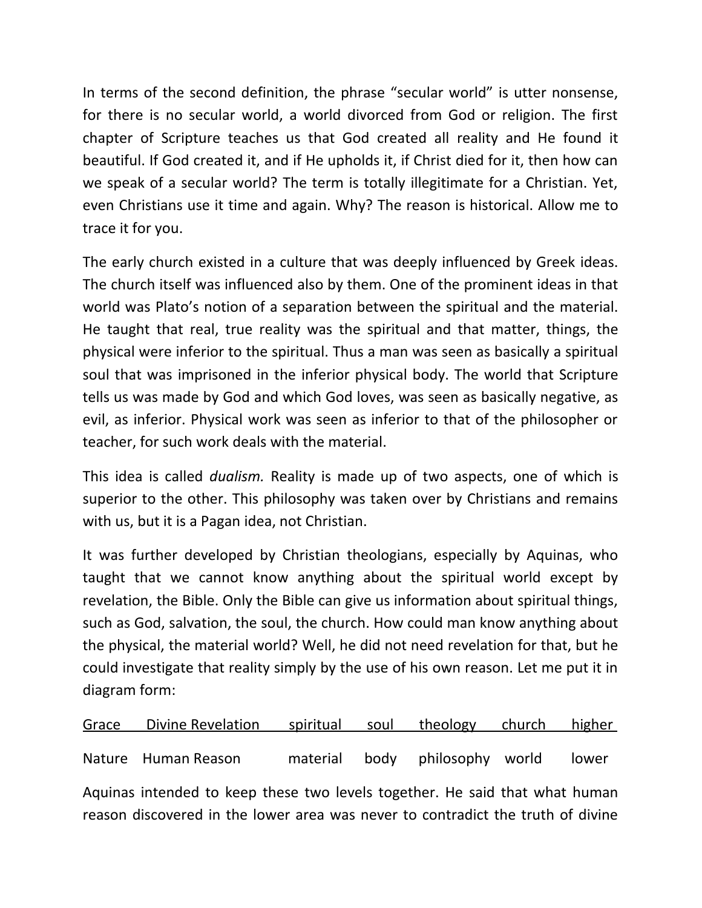In terms of the second definition, the phrase "secular world" is utter nonsense, for there is no secular world, a world divorced from God or religion. The first chapter of Scripture teaches us that God created all reality and He found it beautiful. If God created it, and if He upholds it, if Christ died for it, then how can we speak of a secular world? The term is totally illegitimate for a Christian. Yet, even Christians use it time and again. Why? The reason is historical. Allow me to trace it for you.

The early church existed in a culture that was deeply influenced by Greek ideas. The church itself was influenced also by them. One of the prominent ideas in that world was Plato's notion of a separation between the spiritual and the material. He taught that real, true reality was the spiritual and that matter, things, the physical were inferior to the spiritual. Thus a man was seen as basically a spiritual soul that was imprisoned in the inferior physical body. The world that Scripture tells us was made by God and which God loves, was seen as basically negative, as evil, as inferior. Physical work was seen as inferior to that of the philosopher or teacher, for such work deals with the material.

This idea is called *dualism.* Reality is made up of two aspects, one of which is superior to the other. This philosophy was taken over by Christians and remains with us, but it is a Pagan idea, not Christian.

It was further developed by Christian theologians, especially by Aquinas, who taught that we cannot know anything about the spiritual world except by revelation, the Bible. Only the Bible can give us information about spiritual things, such as God, salvation, the soul, the church. How could man know anything about the physical, the material world? Well, he did not need revelation for that, but he could investigate that reality simply by the use of his own reason. Let me put it in diagram form:

| Grace | Divine Revelation | spiritual | soul | theology | church | higher |
|---|---|---|---|---|---|---|
| Nature | Human Reason | material | body | philosophy | world | lower |

Aquinas intended to keep these two levels together. He said that what human reason discovered in the lower area was never to contradict the truth of divine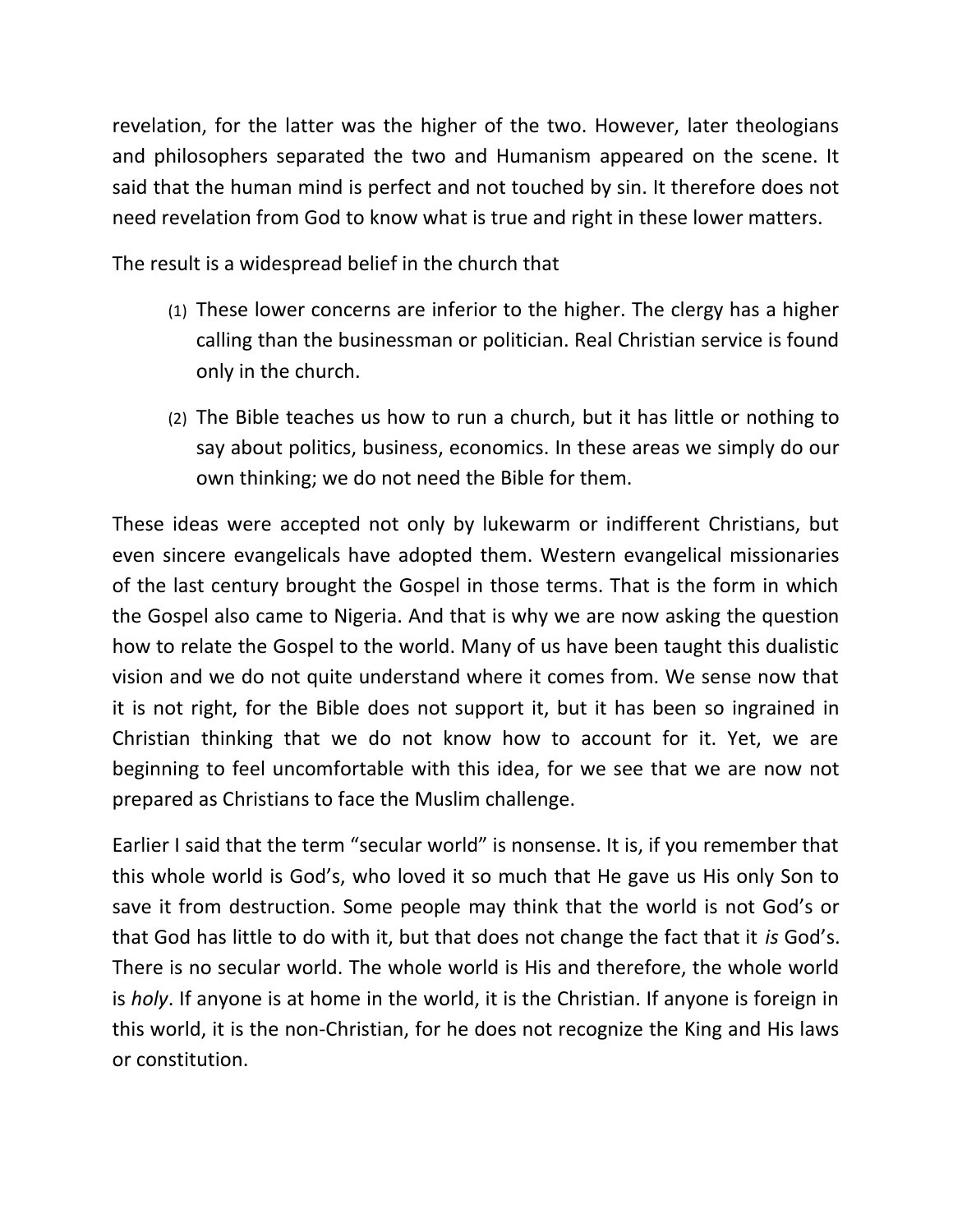revelation, for the latter was the higher of the two. However, later theologians and philosophers separated the two and Humanism appeared on the scene. It said that the human mind is perfect and not touched by sin. It therefore does not need revelation from God to know what is true and right in these lower matters.

The result is a widespread belief in the church that

(1) These lower concerns are inferior to the higher. The clergy has a higher calling than the businessman or politician. Real Christian service is found only in the church.

(2) The Bible teaches us how to run a church, but it has little or nothing to say about politics, business, economics. In these areas we simply do our own thinking; we do not need the Bible for them.

These ideas were accepted not only by lukewarm or indifferent Christians, but even sincere evangelicals have adopted them. Western evangelical missionaries of the last century brought the Gospel in those terms. That is the form in which the Gospel also came to Nigeria. And that is why we are now asking the question how to relate the Gospel to the world. Many of us have been taught this dualistic vision and we do not quite understand where it comes from. We sense now that it is not right, for the Bible does not support it, but it has been so ingrained in Christian thinking that we do not know how to account for it. Yet, we are beginning to feel uncomfortable with this idea, for we see that we are now not prepared as Christians to face the Muslim challenge.

Earlier I said that the term "secular world" is nonsense. It is, if you remember that this whole world is God's, who loved it so much that He gave us His only Son to save it from destruction. Some people may think that the world is not God's or that God has little to do with it, but that does not change the fact that it *is* God's. There is no secular world. The whole world is His and therefore, the whole world is *holy*. If anyone is at home in the world, it is the Christian. If anyone is foreign in this world, it is the non-Christian, for he does not recognize the King and His laws or constitution.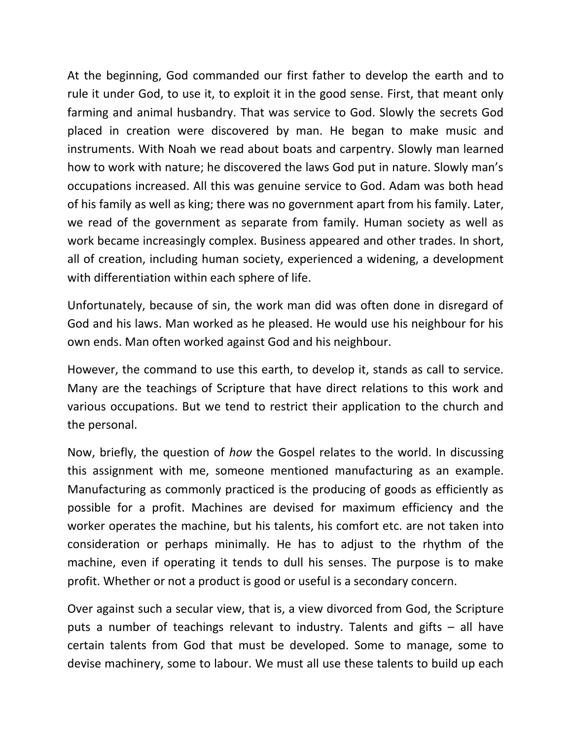At the beginning, God commanded our first father to develop the earth and to rule it under God, to use it, to exploit it in the good sense. First, that meant only farming and animal husbandry. That was service to God. Slowly the secrets God placed in creation were discovered by man. He began to make music and instruments. With Noah we read about boats and carpentry. Slowly man learned how to work with nature; he discovered the laws God put in nature. Slowly man's occupations increased. All this was genuine service to God. Adam was both head of his family as well as king; there was no government apart from his family. Later, we read of the government as separate from family. Human society as well as work became increasingly complex. Business appeared and other trades. In short, all of creation, including human society, experienced a widening, a development with differentiation within each sphere of life.

Unfortunately, because of sin, the work man did was often done in disregard of God and his laws. Man worked as he pleased. He would use his neighbour for his own ends. Man often worked against God and his neighbour.

However, the command to use this earth, to develop it, stands as call to service. Many are the teachings of Scripture that have direct relations to this work and various occupations. But we tend to restrict their application to the church and the personal.

Now, briefly, the question of *how* the Gospel relates to the world. In discussing this assignment with me, someone mentioned manufacturing as an example. Manufacturing as commonly practiced is the producing of goods as efficiently as possible for a profit. Machines are devised for maximum efficiency and the worker operates the machine, but his talents, his comfort etc. are not taken into consideration or perhaps minimally. He has to adjust to the rhythm of the machine, even if operating it tends to dull his senses. The purpose is to make profit. Whether or not a product is good or useful is a secondary concern.

Over against such a secular view, that is, a view divorced from God, the Scripture puts a number of teachings relevant to industry. Talents and gifts – all have certain talents from God that must be developed. Some to manage, some to devise machinery, some to labour. We must all use these talents to build up each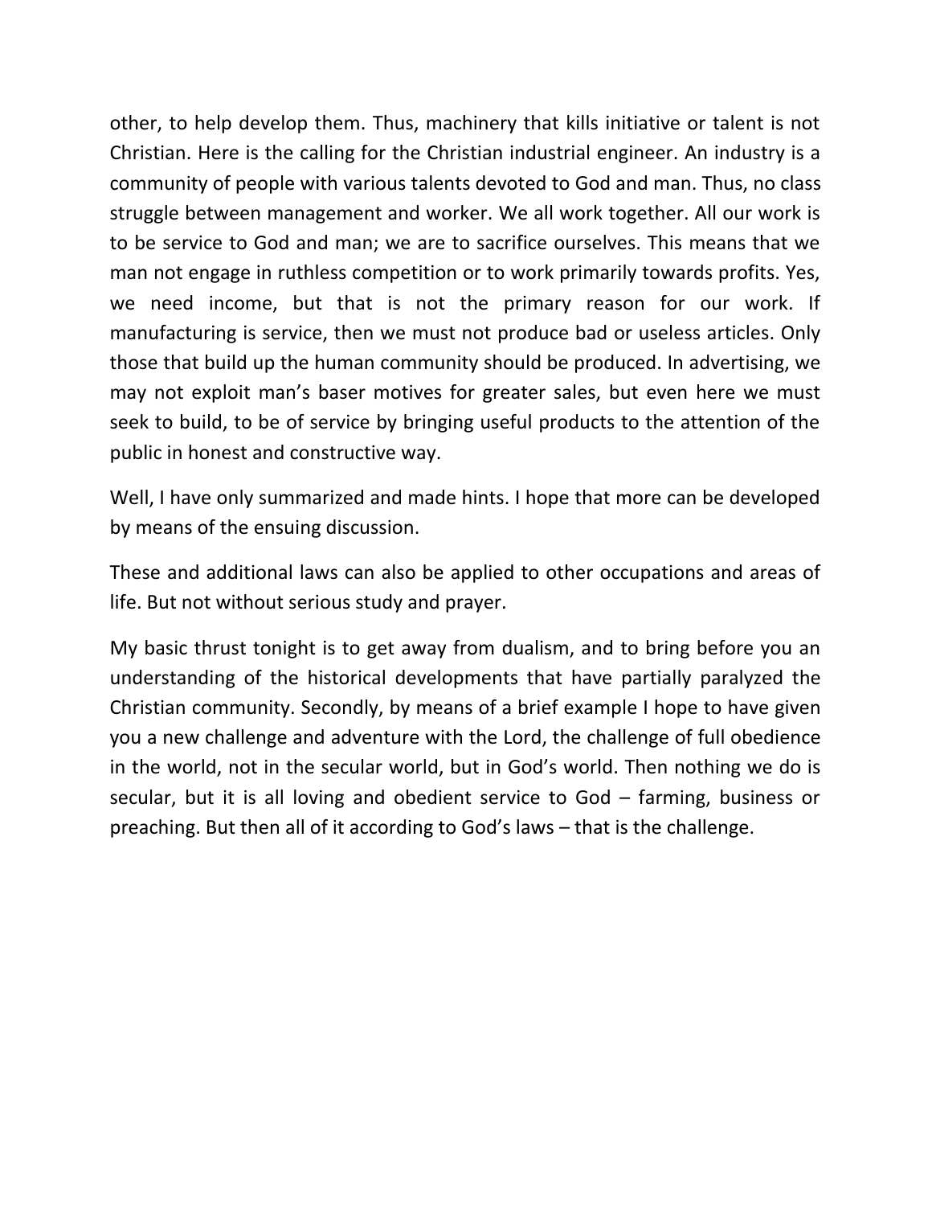other, to help develop them. Thus, machinery that kills initiative or talent is not Christian. Here is the calling for the Christian industrial engineer. An industry is a community of people with various talents devoted to God and man. Thus, no class struggle between management and worker. We all work together. All our work is to be service to God and man; we are to sacrifice ourselves. This means that we man not engage in ruthless competition or to work primarily towards profits. Yes, we need income, but that is not the primary reason for our work. If manufacturing is service, then we must not produce bad or useless articles. Only those that build up the human community should be produced. In advertising, we may not exploit man's baser motives for greater sales, but even here we must seek to build, to be of service by bringing useful products to the attention of the public in honest and constructive way.

Well, I have only summarized and made hints. I hope that more can be developed by means of the ensuing discussion.

These and additional laws can also be applied to other occupations and areas of life. But not without serious study and prayer.

My basic thrust tonight is to get away from dualism, and to bring before you an understanding of the historical developments that have partially paralyzed the Christian community. Secondly, by means of a brief example I hope to have given you a new challenge and adventure with the Lord, the challenge of full obedience in the world, not in the secular world, but in God's world. Then nothing we do is secular, but it is all loving and obedient service to God – farming, business or preaching. But then all of it according to God's laws – that is the challenge.